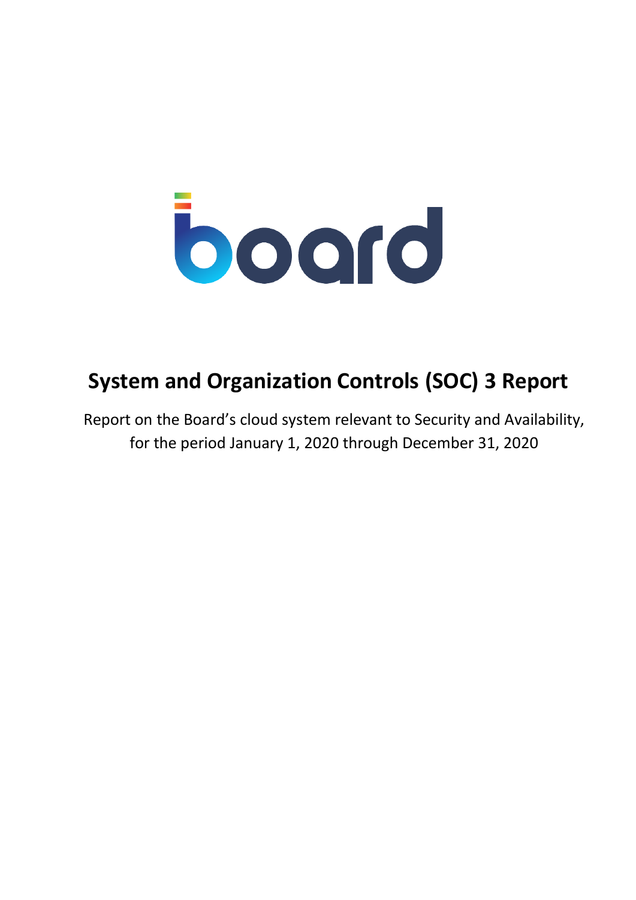board

# System and Organization Controls (SOC) 3 Report

Report on the Board's cloud system relevant to Security and Availability, for the period January 1, 2020 through December 31, 2020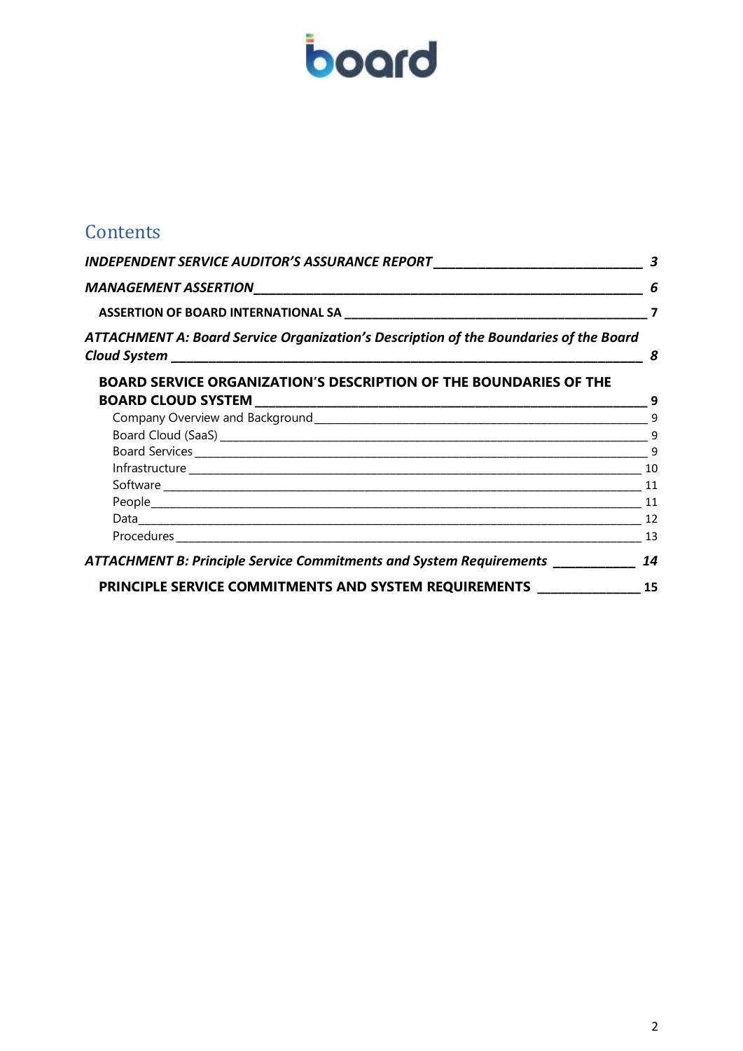# Contents

*INDEPENDENT SERVICE AUDITOR'S ASSURANCE REPORT* ____________________________ *3*

*MANAGEMENT ASSERTION* ____________________________ *6*

**ASSERTION OF BOARD INTERNATIONAL SA** ____________________________ **7**

*ATTACHMENT A: Board Service Organization's Description of the Boundaries of the Board Cloud System* ____________________________ *8*

**BOARD SERVICE ORGANIZATION'S DESCRIPTION OF THE BOUNDARIES OF THE BOARD CLOUD SYSTEM** ____________________________ **9**

Company Overview and Background ____________________________ 9

Board Cloud (SaaS) ____________________________ 9

Board Services ____________________________ 9

Infrastructure ____________________________ 10

Software ____________________________ 11

People ____________________________ 11

Data ____________________________ 12

Procedures ____________________________ 13

*ATTACHMENT B: Principle Service Commitments and System Requirements* ____________________________ *14*

**PRINCIPLE SERVICE COMMITMENTS AND SYSTEM REQUIREMENTS** ____________________________ **15**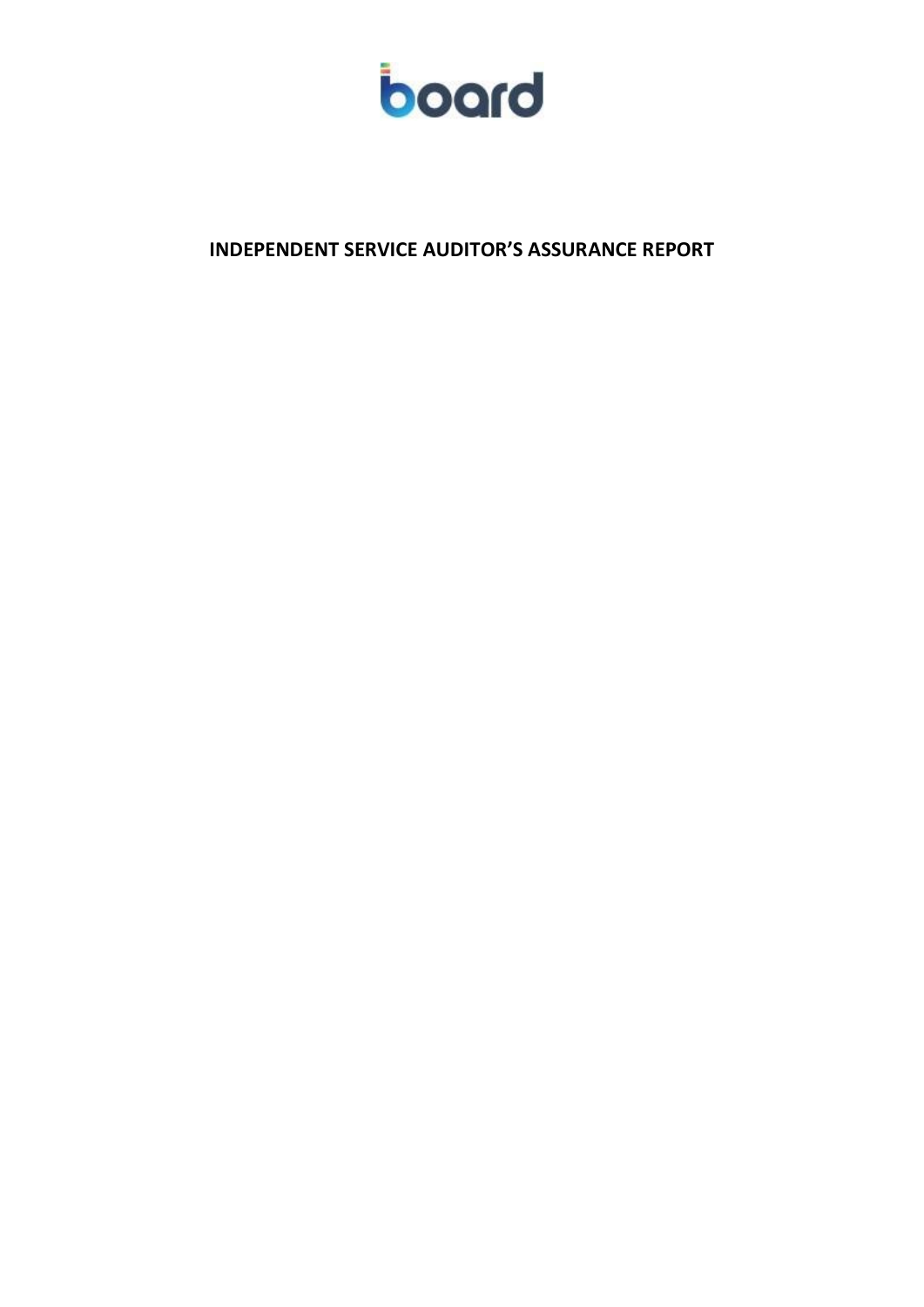board

# INDEPENDENT SERVICE AUDITOR'S ASSURANCE REPORT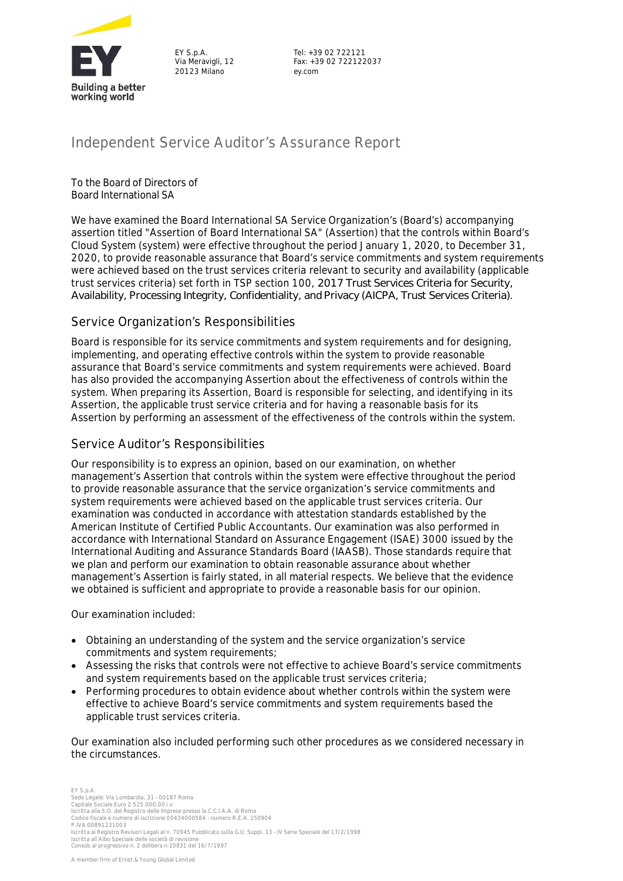EY S.p.A.
Via Meravigli, 12
20123 Milano

Tel: +39 02 722121
Fax: +39 02 722122037
ey.com

# Independent Service Auditor's Assurance Report

To the Board of Directors of
Board International SA

We have examined the Board International SA Service Organization's (Board's) accompanying assertion titled "Assertion of Board International SA" (Assertion) that the controls within Board's Cloud System (system) were effective throughout the period January 1, 2020, to December 31, 2020, to provide reasonable assurance that Board's service commitments and system requirements were achieved based on the trust services criteria relevant to security and availability (applicable trust services criteria) set forth in TSP section 100, 2017 Trust Services Criteria for Security, Availability, Processing Integrity, Confidentiality, and Privacy (AICPA, Trust Services Criteria).

## Service Organization's Responsibilities

Board is responsible for its service commitments and system requirements and for designing, implementing, and operating effective controls within the system to provide reasonable assurance that Board's service commitments and system requirements were achieved. Board has also provided the accompanying Assertion about the effectiveness of controls within the system. When preparing its Assertion, Board is responsible for selecting, and identifying in its Assertion, the applicable trust service criteria and for having a reasonable basis for its Assertion by performing an assessment of the effectiveness of the controls within the system.

## Service Auditor's Responsibilities

Our responsibility is to express an opinion, based on our examination, on whether management's Assertion that controls within the system were effective throughout the period to provide reasonable assurance that the service organization's service commitments and system requirements were achieved based on the applicable trust services criteria. Our examination was conducted in accordance with attestation standards established by the American Institute of Certified Public Accountants. Our examination was also performed in accordance with International Standard on Assurance Engagement (ISAE) 3000 issued by the International Auditing and Assurance Standards Board (IAASB). Those standards require that we plan and perform our examination to obtain reasonable assurance about whether management's Assertion is fairly stated, in all material respects. We believe that the evidence we obtained is sufficient and appropriate to provide a reasonable basis for our opinion.

Our examination included:

- Obtaining an understanding of the system and the service organization's service commitments and system requirements;
- Assessing the risks that controls were not effective to achieve Board's service commitments and system requirements based on the applicable trust services criteria;
- Performing procedures to obtain evidence about whether controls within the system were effective to achieve Board's service commitments and system requirements based the applicable trust services criteria.

Our examination also included performing such other procedures as we considered necessary in the circumstances.

EY S.p.A.
Sede Legale: Via Lombardia, 31 - 00187 Roma
Capitale Sociale Euro 2.525.000,00 i.v.
Iscritta alla S.O. del Registro delle Imprese presso la C.C.I.A.A. di Roma
Codice fiscale e numero di iscrizione 00434000584 - numero R.E.A. 250904
P.IVA 00891231003
Iscritta al Registro Revisori Legali al n. 70945 Pubblicato sulla G.U. Suppl. 13 - IV Serie Speciale del 17/2/1998
Iscritta all'Albo Speciale delle società di revisione
Consob al progressivo n. 2 delibera n.10831 del 16/7/1997

A member firm of Ernst & Young Global Limited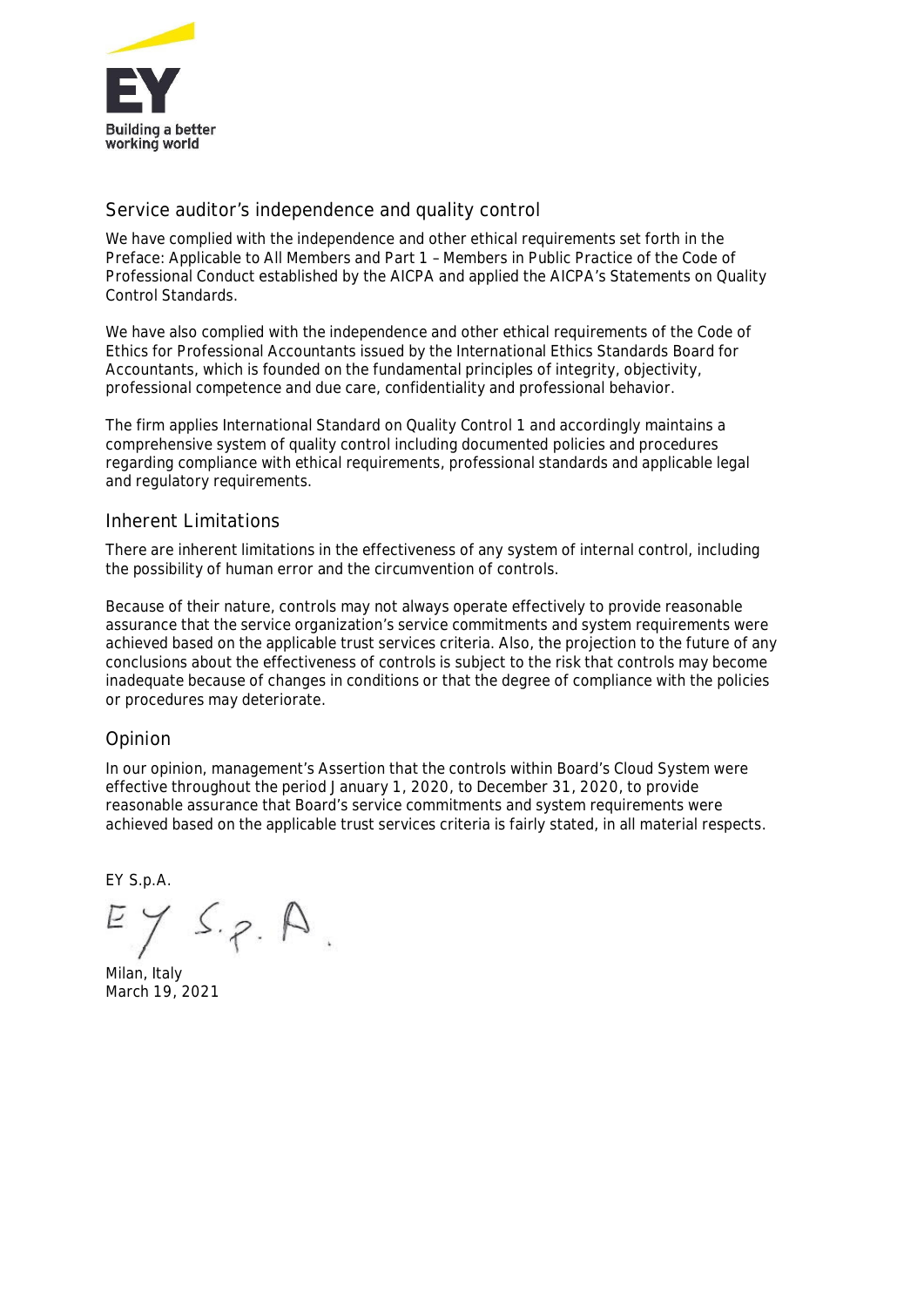## Service auditor's independence and quality control

We have complied with the independence and other ethical requirements set forth in the Preface: Applicable to All Members and Part 1 – Members in Public Practice of the Code of Professional Conduct established by the AICPA and applied the AICPA's Statements on Quality Control Standards.

We have also complied with the independence and other ethical requirements of the Code of Ethics for Professional Accountants issued by the International Ethics Standards Board for Accountants, which is founded on the fundamental principles of integrity, objectivity, professional competence and due care, confidentiality and professional behavior.

The firm applies International Standard on Quality Control 1 and accordingly maintains a comprehensive system of quality control including documented policies and procedures regarding compliance with ethical requirements, professional standards and applicable legal and regulatory requirements.

## Inherent Limitations

There are inherent limitations in the effectiveness of any system of internal control, including the possibility of human error and the circumvention of controls.

Because of their nature, controls may not always operate effectively to provide reasonable assurance that the service organization's service commitments and system requirements were achieved based on the applicable trust services criteria. Also, the projection to the future of any conclusions about the effectiveness of controls is subject to the risk that controls may become inadequate because of changes in conditions or that the degree of compliance with the policies or procedures may deteriorate.

## Opinion

In our opinion, management's Assertion that the controls within Board's Cloud System were effective throughout the period January 1, 2020, to December 31, 2020, to provide reasonable assurance that Board's service commitments and system requirements were achieved based on the applicable trust services criteria is fairly stated, in all material respects.

EY S.p.A.

EY S.p.A.

Milan, Italy
March 19, 2021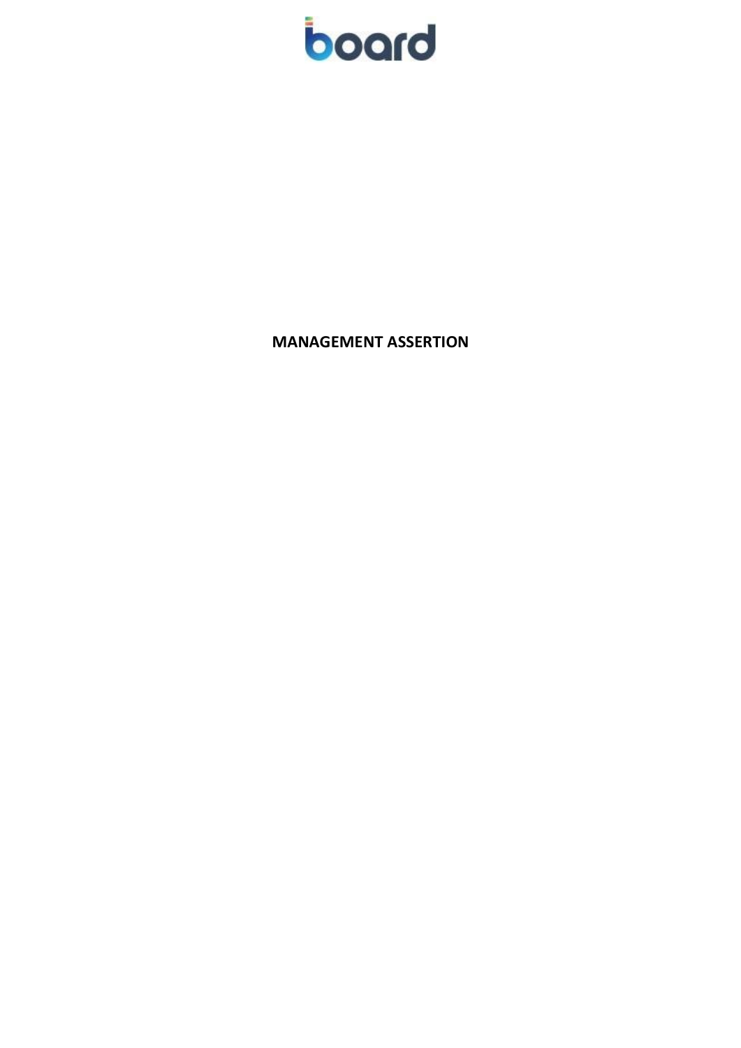board

**MANAGEMENT ASSERTION**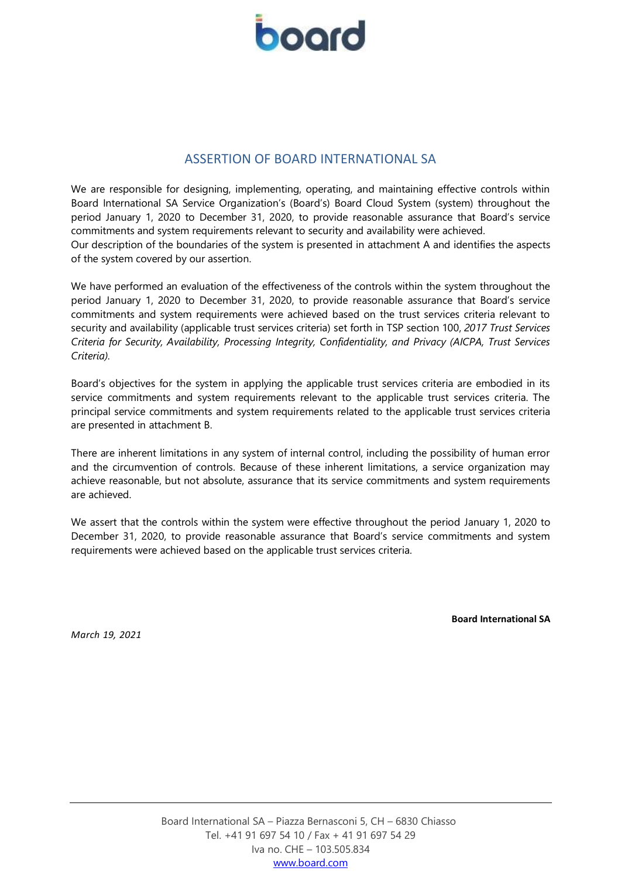# ASSERTION OF BOARD INTERNATIONAL SA

We are responsible for designing, implementing, operating, and maintaining effective controls within Board International SA Service Organization's (Board's) Board Cloud System (system) throughout the period January 1, 2020 to December 31, 2020, to provide reasonable assurance that Board's service commitments and system requirements relevant to security and availability were achieved.
Our description of the boundaries of the system is presented in attachment A and identifies the aspects of the system covered by our assertion.

We have performed an evaluation of the effectiveness of the controls within the system throughout the period January 1, 2020 to December 31, 2020, to provide reasonable assurance that Board's service commitments and system requirements were achieved based on the trust services criteria relevant to security and availability (applicable trust services criteria) set forth in TSP section 100, *2017 Trust Services Criteria for Security, Availability, Processing Integrity, Confidentiality, and Privacy (AICPA, Trust Services Criteria).*

Board's objectives for the system in applying the applicable trust services criteria are embodied in its service commitments and system requirements relevant to the applicable trust services criteria. The principal service commitments and system requirements related to the applicable trust services criteria are presented in attachment B.

There are inherent limitations in any system of internal control, including the possibility of human error and the circumvention of controls. Because of these inherent limitations, a service organization may achieve reasonable, but not absolute, assurance that its service commitments and system requirements are achieved.

We assert that the controls within the system were effective throughout the period January 1, 2020 to December 31, 2020, to provide reasonable assurance that Board's service commitments and system requirements were achieved based on the applicable trust services criteria.

**Board International SA**

*March 19, 2021*

Board International SA – Piazza Bernasconi 5, CH – 6830 Chiasso
Tel. +41 91 697 54 10 / Fax + 41 91 697 54 29
Iva no. CHE – 103.505.834
www.board.com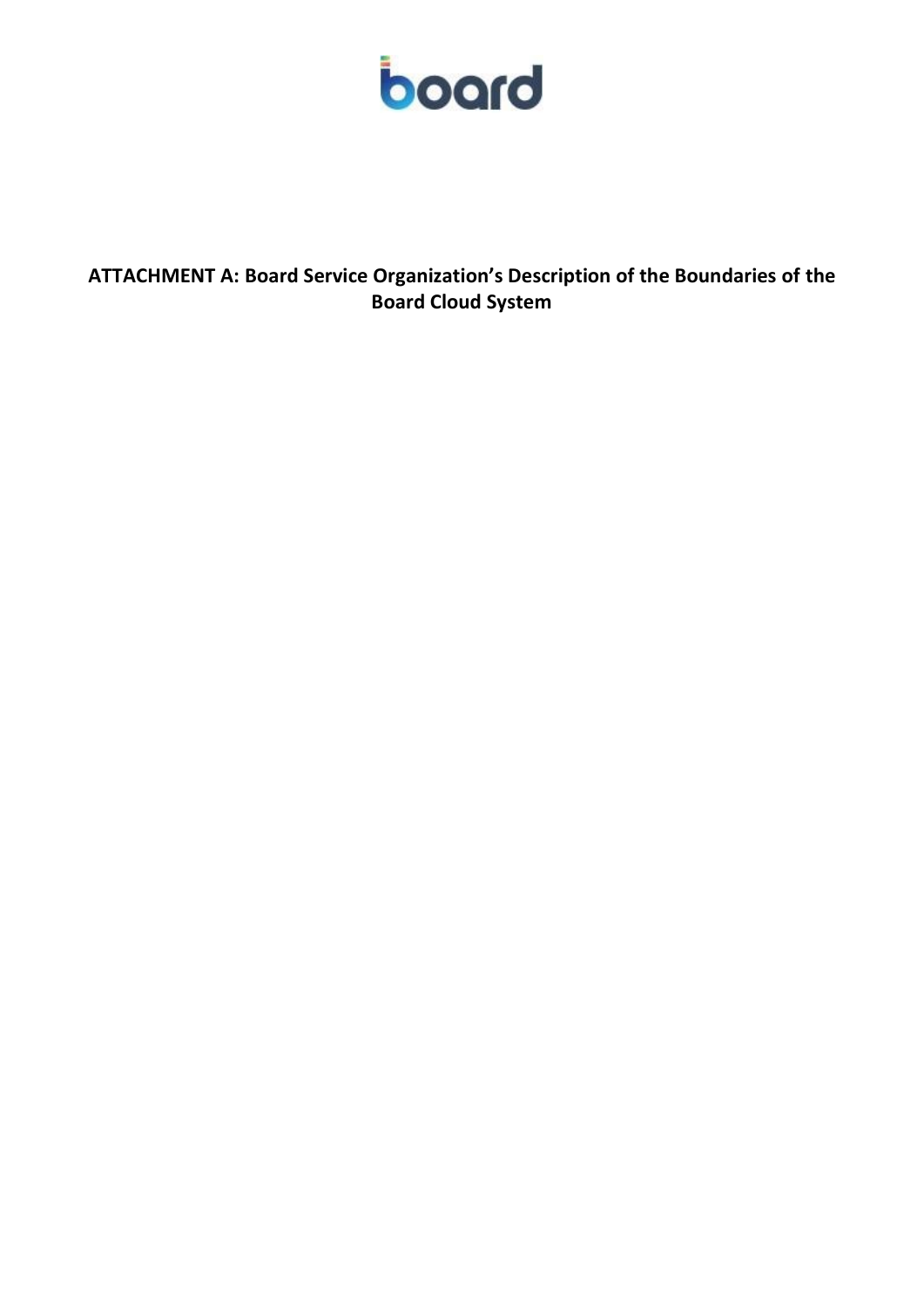# ATTACHMENT A: Board Service Organization's Description of the Boundaries of the Board Cloud System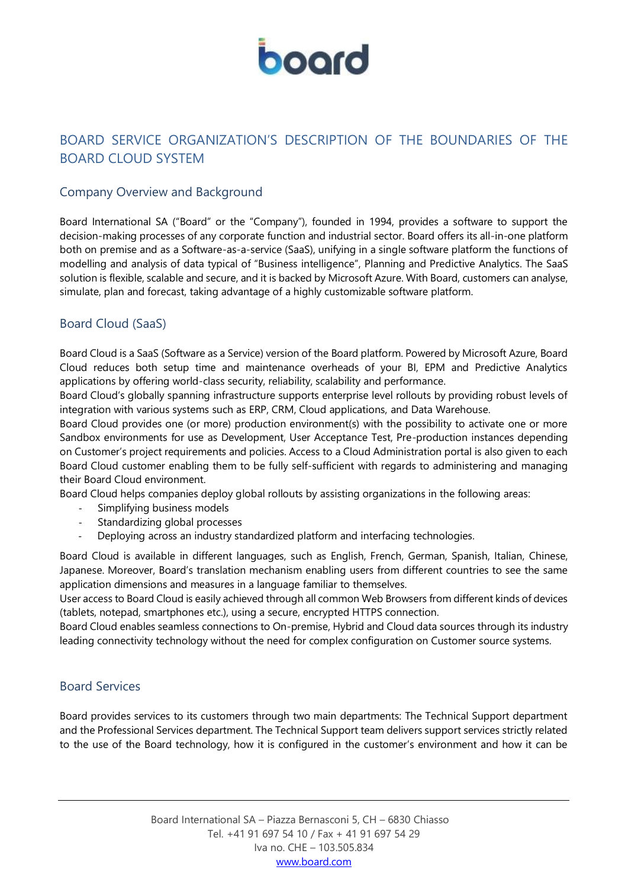# BOARD SERVICE ORGANIZATION'S DESCRIPTION OF THE BOUNDARIES OF THE BOARD CLOUD SYSTEM

## Company Overview and Background

Board International SA ("Board" or the "Company"), founded in 1994, provides a software to support the decision-making processes of any corporate function and industrial sector. Board offers its all-in-one platform both on premise and as a Software-as-a-service (SaaS), unifying in a single software platform the functions of modelling and analysis of data typical of "Business intelligence", Planning and Predictive Analytics. The SaaS solution is flexible, scalable and secure, and it is backed by Microsoft Azure. With Board, customers can analyse, simulate, plan and forecast, taking advantage of a highly customizable software platform.

## Board Cloud (SaaS)

Board Cloud is a SaaS (Software as a Service) version of the Board platform. Powered by Microsoft Azure, Board Cloud reduces both setup time and maintenance overheads of your BI, EPM and Predictive Analytics applications by offering world-class security, reliability, scalability and performance.

Board Cloud's globally spanning infrastructure supports enterprise level rollouts by providing robust levels of integration with various systems such as ERP, CRM, Cloud applications, and Data Warehouse.

Board Cloud provides one (or more) production environment(s) with the possibility to activate one or more Sandbox environments for use as Development, User Acceptance Test, Pre-production instances depending on Customer's project requirements and policies. Access to a Cloud Administration portal is also given to each Board Cloud customer enabling them to be fully self-sufficient with regards to administering and managing their Board Cloud environment.

Board Cloud helps companies deploy global rollouts by assisting organizations in the following areas:

- Simplifying business models
- Standardizing global processes
- Deploying across an industry standardized platform and interfacing technologies.

Board Cloud is available in different languages, such as English, French, German, Spanish, Italian, Chinese, Japanese. Moreover, Board's translation mechanism enabling users from different countries to see the same application dimensions and measures in a language familiar to themselves.

User access to Board Cloud is easily achieved through all common Web Browsers from different kinds of devices (tablets, notepad, smartphones etc.), using a secure, encrypted HTTPS connection.

Board Cloud enables seamless connections to On-premise, Hybrid and Cloud data sources through its industry leading connectivity technology without the need for complex configuration on Customer source systems.

## Board Services

Board provides services to its customers through two main departments: The Technical Support department and the Professional Services department. The Technical Support team delivers support services strictly related to the use of the Board technology, how it is configured in the customer's environment and how it can be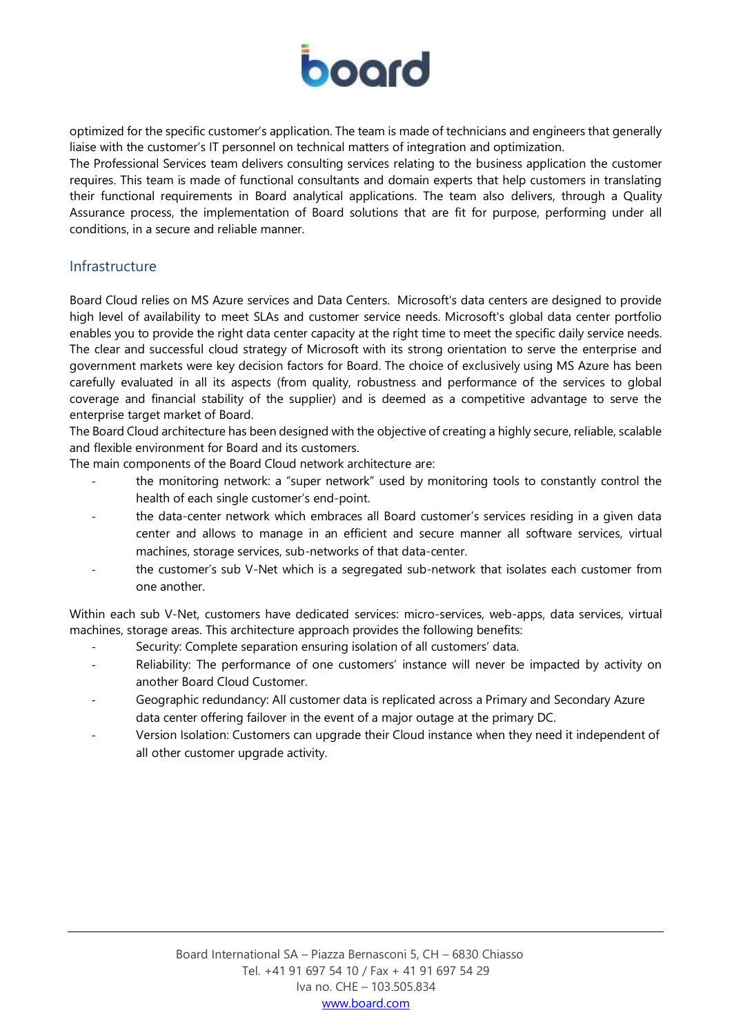optimized for the specific customer's application. The team is made of technicians and engineers that generally liaise with the customer's IT personnel on technical matters of integration and optimization.
The Professional Services team delivers consulting services relating to the business application the customer requires. This team is made of functional consultants and domain experts that help customers in translating their functional requirements in Board analytical applications. The team also delivers, through a Quality Assurance process, the implementation of Board solutions that are fit for purpose, performing under all conditions, in a secure and reliable manner.

## Infrastructure

Board Cloud relies on MS Azure services and Data Centers. Microsoft's data centers are designed to provide high level of availability to meet SLAs and customer service needs. Microsoft's global data center portfolio enables you to provide the right data center capacity at the right time to meet the specific daily service needs. The clear and successful cloud strategy of Microsoft with its strong orientation to serve the enterprise and government markets were key decision factors for Board. The choice of exclusively using MS Azure has been carefully evaluated in all its aspects (from quality, robustness and performance of the services to global coverage and financial stability of the supplier) and is deemed as a competitive advantage to serve the enterprise target market of Board.
The Board Cloud architecture has been designed with the objective of creating a highly secure, reliable, scalable and flexible environment for Board and its customers.
The main components of the Board Cloud network architecture are:

- the monitoring network: a "super network" used by monitoring tools to constantly control the health of each single customer's end-point.
- the data-center network which embraces all Board customer's services residing in a given data center and allows to manage in an efficient and secure manner all software services, virtual machines, storage services, sub-networks of that data-center.
- the customer's sub V-Net which is a segregated sub-network that isolates each customer from one another.

Within each sub V-Net, customers have dedicated services: micro-services, web-apps, data services, virtual machines, storage areas. This architecture approach provides the following benefits:

- Security: Complete separation ensuring isolation of all customers' data.
- Reliability: The performance of one customers' instance will never be impacted by activity on another Board Cloud Customer.
- Geographic redundancy: All customer data is replicated across a Primary and Secondary Azure data center offering failover in the event of a major outage at the primary DC.
- Version Isolation: Customers can upgrade their Cloud instance when they need it independent of all other customer upgrade activity.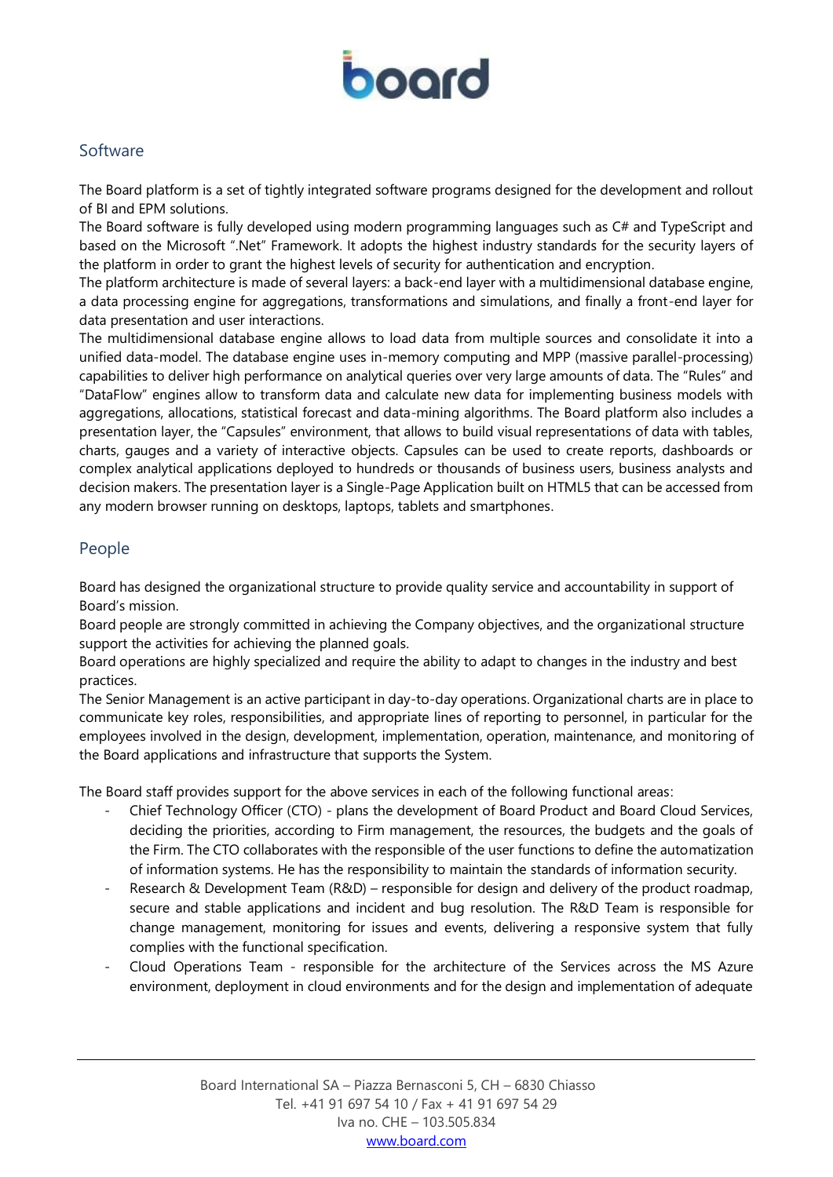## Software

The Board platform is a set of tightly integrated software programs designed for the development and rollout of BI and EPM solutions.
The Board software is fully developed using modern programming languages such as C# and TypeScript and based on the Microsoft ".Net" Framework. It adopts the highest industry standards for the security layers of the platform in order to grant the highest levels of security for authentication and encryption.
The platform architecture is made of several layers: a back-end layer with a multidimensional database engine, a data processing engine for aggregations, transformations and simulations, and finally a front-end layer for data presentation and user interactions.
The multidimensional database engine allows to load data from multiple sources and consolidate it into a unified data-model. The database engine uses in-memory computing and MPP (massive parallel-processing) capabilities to deliver high performance on analytical queries over very large amounts of data. The "Rules" and "DataFlow" engines allow to transform data and calculate new data for implementing business models with aggregations, allocations, statistical forecast and data-mining algorithms. The Board platform also includes a presentation layer, the "Capsules" environment, that allows to build visual representations of data with tables, charts, gauges and a variety of interactive objects. Capsules can be used to create reports, dashboards or complex analytical applications deployed to hundreds or thousands of business users, business analysts and decision makers. The presentation layer is a Single-Page Application built on HTML5 that can be accessed from any modern browser running on desktops, laptops, tablets and smartphones.

## People

Board has designed the organizational structure to provide quality service and accountability in support of Board's mission.
Board people are strongly committed in achieving the Company objectives, and the organizational structure support the activities for achieving the planned goals.
Board operations are highly specialized and require the ability to adapt to changes in the industry and best practices.
The Senior Management is an active participant in day-to-day operations. Organizational charts are in place to communicate key roles, responsibilities, and appropriate lines of reporting to personnel, in particular for the employees involved in the design, development, implementation, operation, maintenance, and monitoring of the Board applications and infrastructure that supports the System.

The Board staff provides support for the above services in each of the following functional areas:

- Chief Technology Officer (CTO) - plans the development of Board Product and Board Cloud Services, deciding the priorities, according to Firm management, the resources, the budgets and the goals of the Firm. The CTO collaborates with the responsible of the user functions to define the automatization of information systems. He has the responsibility to maintain the standards of information security.
- Research & Development Team (R&D) – responsible for design and delivery of the product roadmap, secure and stable applications and incident and bug resolution. The R&D Team is responsible for change management, monitoring for issues and events, delivering a responsive system that fully complies with the functional specification.
- Cloud Operations Team - responsible for the architecture of the Services across the MS Azure environment, deployment in cloud environments and for the design and implementation of adequate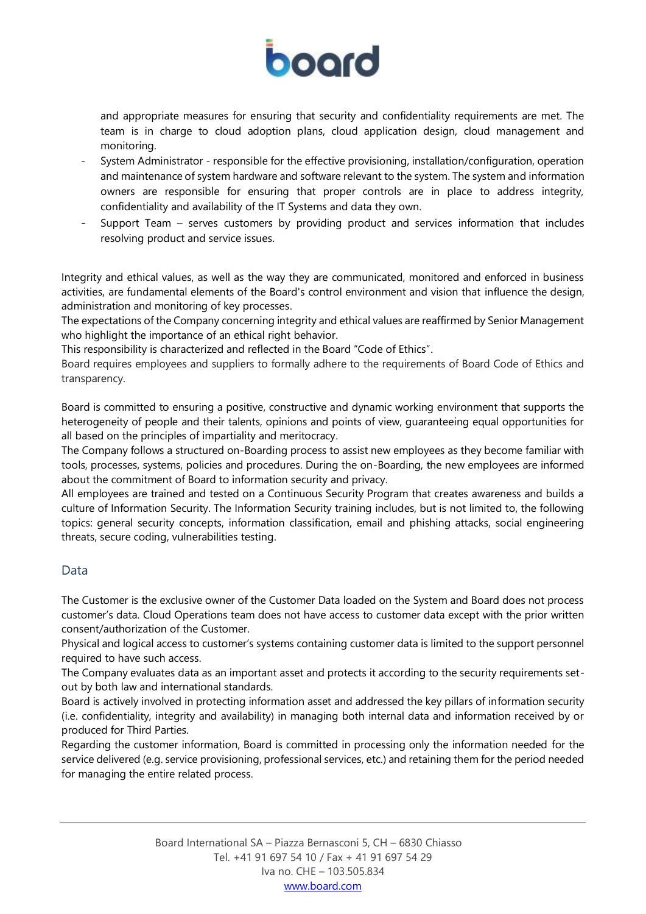and appropriate measures for ensuring that security and confidentiality requirements are met. The team is in charge to cloud adoption plans, cloud application design, cloud management and monitoring.

- System Administrator - responsible for the effective provisioning, installation/configuration, operation and maintenance of system hardware and software relevant to the system. The system and information owners are responsible for ensuring that proper controls are in place to address integrity, confidentiality and availability of the IT Systems and data they own.
- Support Team – serves customers by providing product and services information that includes resolving product and service issues.

Integrity and ethical values, as well as the way they are communicated, monitored and enforced in business activities, are fundamental elements of the Board's control environment and vision that influence the design, administration and monitoring of key processes.
The expectations of the Company concerning integrity and ethical values are reaffirmed by Senior Management who highlight the importance of an ethical right behavior.
This responsibility is characterized and reflected in the Board "Code of Ethics".
Board requires employees and suppliers to formally adhere to the requirements of Board Code of Ethics and transparency.

Board is committed to ensuring a positive, constructive and dynamic working environment that supports the heterogeneity of people and their talents, opinions and points of view, guaranteeing equal opportunities for all based on the principles of impartiality and meritocracy.
The Company follows a structured on-Boarding process to assist new employees as they become familiar with tools, processes, systems, policies and procedures. During the on-Boarding, the new employees are informed about the commitment of Board to information security and privacy.
All employees are trained and tested on a Continuous Security Program that creates awareness and builds a culture of Information Security. The Information Security training includes, but is not limited to, the following topics: general security concepts, information classification, email and phishing attacks, social engineering threats, secure coding, vulnerabilities testing.

## Data

The Customer is the exclusive owner of the Customer Data loaded on the System and Board does not process customer's data. Cloud Operations team does not have access to customer data except with the prior written consent/authorization of the Customer.
Physical and logical access to customer's systems containing customer data is limited to the support personnel required to have such access.
The Company evaluates data as an important asset and protects it according to the security requirements set-out by both law and international standards.
Board is actively involved in protecting information asset and addressed the key pillars of information security (i.e. confidentiality, integrity and availability) in managing both internal data and information received by or produced for Third Parties.
Regarding the customer information, Board is committed in processing only the information needed for the service delivered (e.g. service provisioning, professional services, etc.) and retaining them for the period needed for managing the entire related process.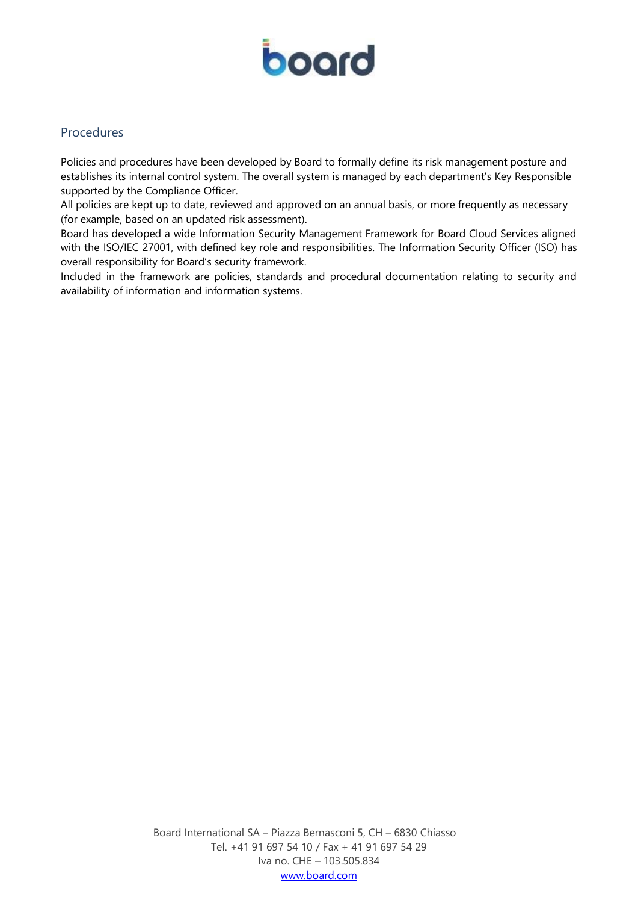## Procedures

Policies and procedures have been developed by Board to formally define its risk management posture and establishes its internal control system. The overall system is managed by each department's Key Responsible supported by the Compliance Officer.

All policies are kept up to date, reviewed and approved on an annual basis, or more frequently as necessary (for example, based on an updated risk assessment).

Board has developed a wide Information Security Management Framework for Board Cloud Services aligned with the ISO/IEC 27001, with defined key role and responsibilities. The Information Security Officer (ISO) has overall responsibility for Board's security framework.

Included in the framework are policies, standards and procedural documentation relating to security and availability of information and information systems.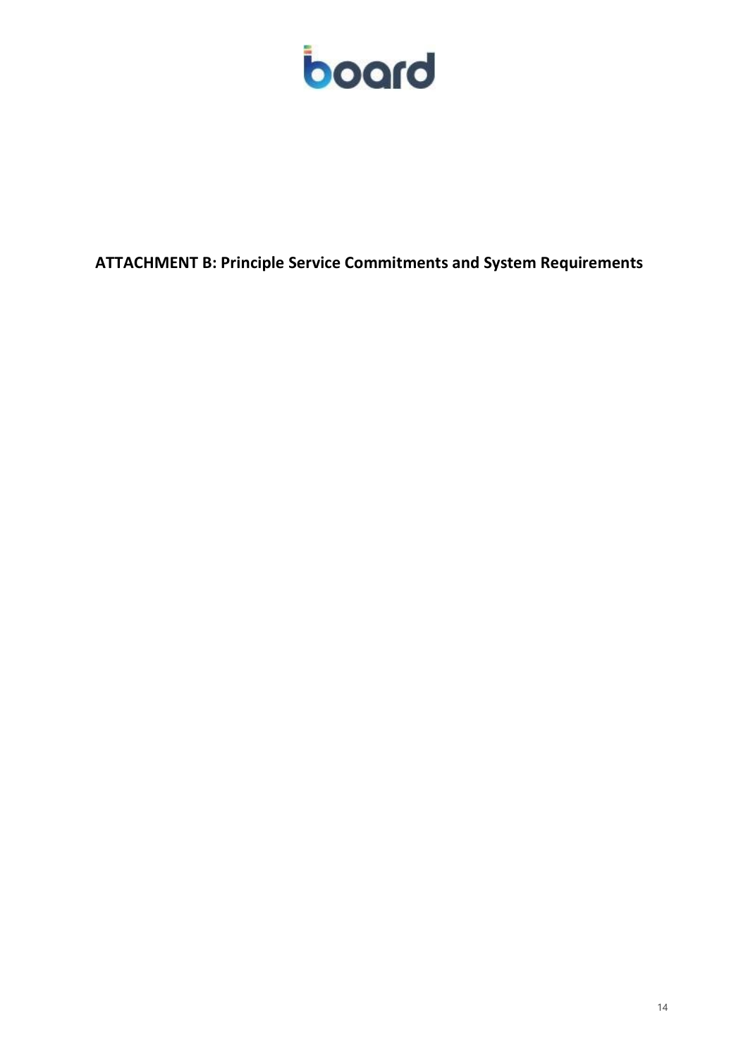**ATTACHMENT B: Principle Service Commitments and System Requirements**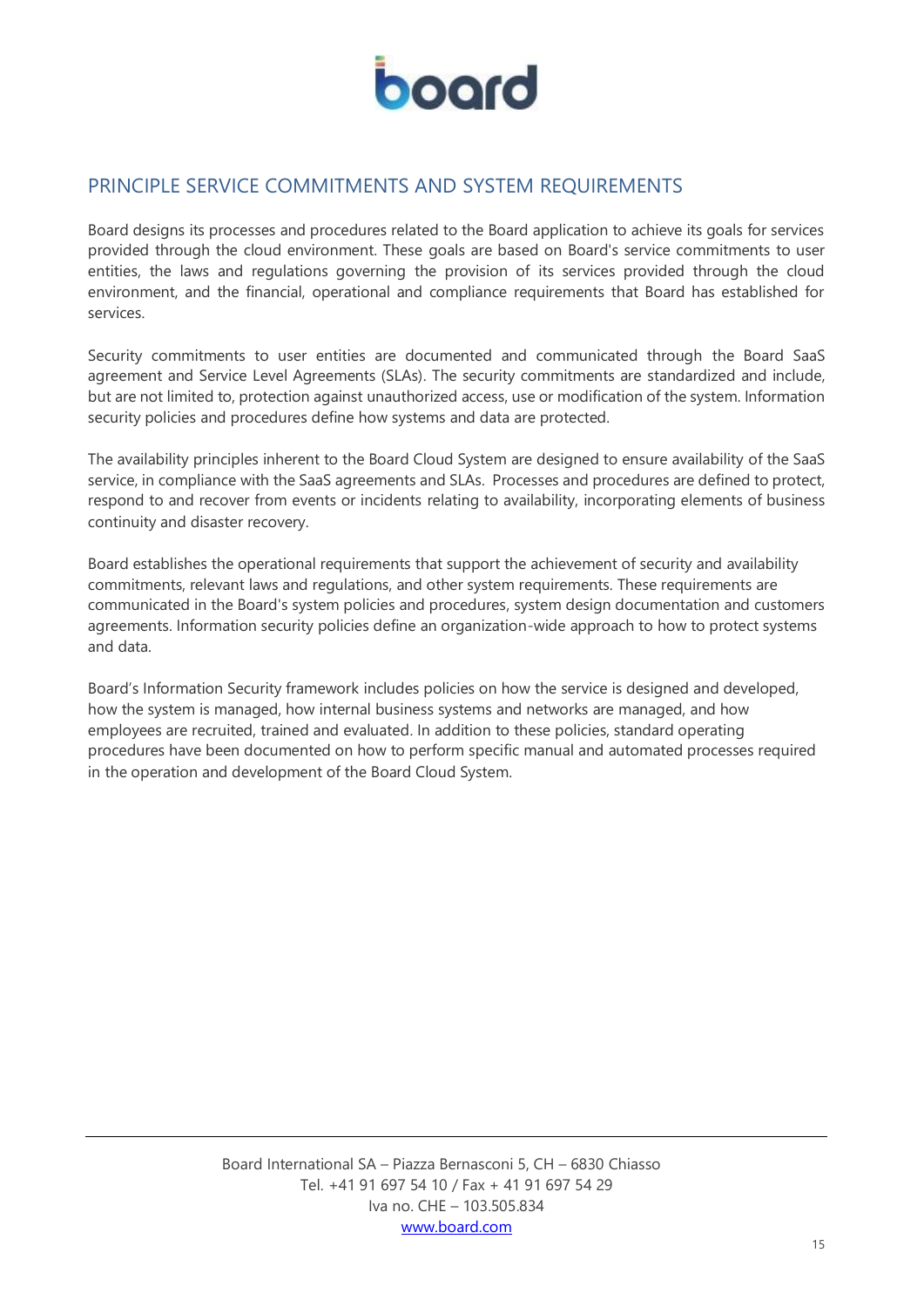## PRINCIPLE SERVICE COMMITMENTS AND SYSTEM REQUIREMENTS

Board designs its processes and procedures related to the Board application to achieve its goals for services provided through the cloud environment. These goals are based on Board's service commitments to user entities, the laws and regulations governing the provision of its services provided through the cloud environment, and the financial, operational and compliance requirements that Board has established for services.

Security commitments to user entities are documented and communicated through the Board SaaS agreement and Service Level Agreements (SLAs). The security commitments are standardized and include, but are not limited to, protection against unauthorized access, use or modification of the system. Information security policies and procedures define how systems and data are protected.

The availability principles inherent to the Board Cloud System are designed to ensure availability of the SaaS service, in compliance with the SaaS agreements and SLAs. Processes and procedures are defined to protect, respond to and recover from events or incidents relating to availability, incorporating elements of business continuity and disaster recovery.

Board establishes the operational requirements that support the achievement of security and availability commitments, relevant laws and regulations, and other system requirements. These requirements are communicated in the Board's system policies and procedures, system design documentation and customers agreements. Information security policies define an organization-wide approach to how to protect systems and data.

Board's Information Security framework includes policies on how the service is designed and developed, how the system is managed, how internal business systems and networks are managed, and how employees are recruited, trained and evaluated. In addition to these policies, standard operating procedures have been documented on how to perform specific manual and automated processes required in the operation and development of the Board Cloud System.